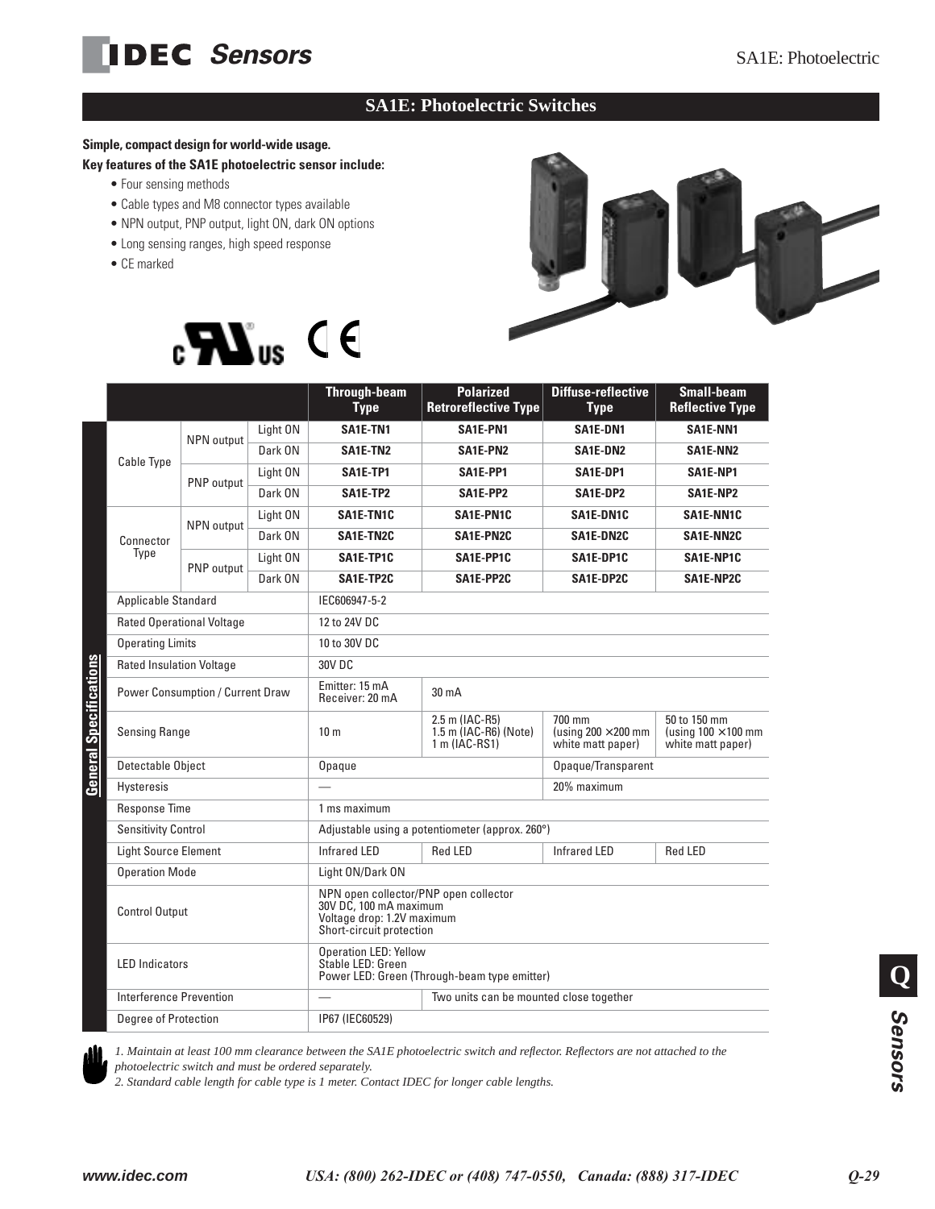# SA1E: Photoelectric Switches

**Simple, compact design for world-wide usage.**

**Key features of the SA1E photoelectric sensor include:**

- Four sensing methods
- Cable types and M8 connector types available
- NPN output, PNP output, light ON, dark ON options
- Long sensing ranges, high speed response
- CE marked

## General Specifications

| | | | Through-beam Type | Polarized Retroreflective Type | Diffuse-reflective Type | Small-beam Reflective Type |
|---|---|---|---|---|---|---|
| Cable Type | NPN output | Light ON | **SA1E-TN1** | **SA1E-PN1** | **SA1E-DN1** | **SA1E-NN1** |
| | | Dark ON | **SA1E-TN2** | **SA1E-PN2** | **SA1E-DN2** | **SA1E-NN2** |
| | PNP output | Light ON | **SA1E-TP1** | **SA1E-PP1** | **SA1E-DP1** | **SA1E-NP1** |
| | | Dark ON | **SA1E-TP2** | **SA1E-PP2** | **SA1E-DP2** | **SA1E-NP2** |
| Connector Type | NPN output | Light ON | **SA1E-TN1C** | **SA1E-PN1C** | **SA1E-DN1C** | **SA1E-NN1C** |
| | | Dark ON | **SA1E-TN2C** | **SA1E-PN2C** | **SA1E-DN2C** | **SA1E-NN2C** |
| | PNP output | Light ON | **SA1E-TP1C** | **SA1E-PP1C** | **SA1E-DP1C** | **SA1E-NP1C** |
| | | Dark ON | **SA1E-TP2C** | **SA1E-PP2C** | **SA1E-DP2C** | **SA1E-NP2C** |
| Applicable Standard | | | IEC606947-5-2 | | | |
| Rated Operational Voltage | | | 12 to 24V DC | | | |
| Operating Limits | | | 10 to 30V DC | | | |
| Rated Insulation Voltage | | | 30V DC | | | |
| Power Consumption / Current Draw | | | Emitter: 15 mA<br>Receiver: 20 mA | 30 mA | | |
| Sensing Range | | | 10 m | 2.5 m (IAC-R5)<br>1.5 m (IAC-R6) (Note)<br>1 m (IAC-RS1) | 700 mm<br>(using 200 ×200 mm white matt paper) | 50 to 150 mm<br>(using 100 ×100 mm white matt paper) |
| Detectable Object | | | Opaque | | Opaque/Transparent | |
| Hysteresis | | | — | | 20% maximum | |
| Response Time | | | 1 ms maximum | | | |
| Sensitivity Control | | | Adjustable using a potentiometer (approx. 260°) | | | |
| Light Source Element | | | Infrared LED | Red LED | Infrared LED | Red LED |
| Operation Mode | | | Light ON/Dark ON | | | |
| Control Output | | | NPN open collector/PNP open collector<br>30V DC, 100 mA maximum<br>Voltage drop: 1.2V maximum<br>Short-circuit protection | | | |
| LED Indicators | | | Operation LED: Yellow<br>Stable LED: Green<br>Power LED: Green (Through-beam type emitter) | | | |
| Interference Prevention | | | — | Two units can be mounted close together | | |
| Degree of Protection | | | IP67 (IEC60529) | | | |

*1. Maintain at least 100 mm clearance between the SA1E photoelectric switch and reflector. Reflectors are not attached to the photoelectric switch and must be ordered separately.*

*2. Standard cable length for cable type is 1 meter. Contact IDEC for longer cable lengths.*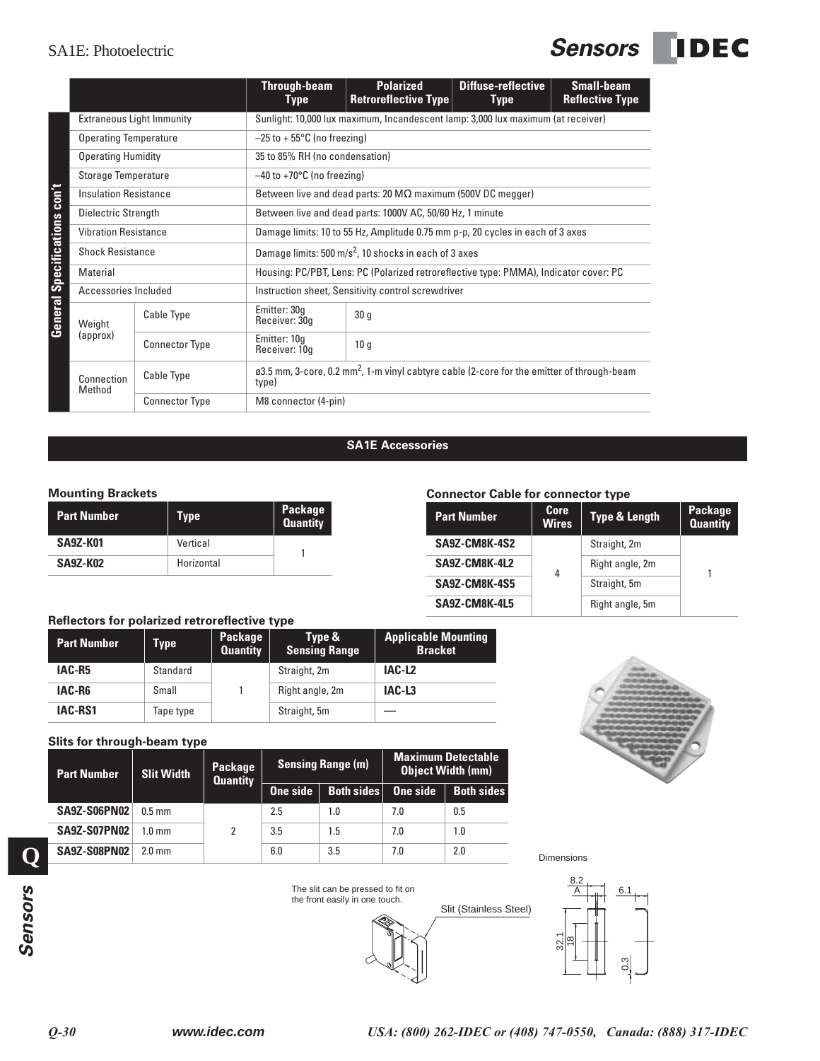## SA1E: Photoelectric

| General Specifications con't | | Through-beam Type | Polarized Retroreflective Type | Diffuse-reflective Type | Small-beam Reflective Type |
|---|---|---|---|---|---|
| Extraneous Light Immunity | | Sunlight: 10,000 lux maximum, Incandescent lamp: 3,000 lux maximum (at receiver) | | | |
| Operating Temperature | | –25 to + 55°C (no freezing) | | | |
| Operating Humidity | | 35 to 85% RH (no condensation) | | | |
| Storage Temperature | | –40 to +70°C (no freezing) | | | |
| Insulation Resistance | | Between live and dead parts: 20 MΩ maximum (500V DC megger) | | | |
| Dielectric Strength | | Between live and dead parts: 1000V AC, 50/60 Hz, 1 minute | | | |
| Vibration Resistance | | Damage limits: 10 to 55 Hz, Amplitude 0.75 mm p-p, 20 cycles in each of 3 axes | | | |
| Shock Resistance | | Damage limits: 500 m/s$^2$, 10 shocks in each of 3 axes | | | |
| Material | | Housing: PC/PBT, Lens: PC (Polarized retroreflective type: PMMA), Indicator cover: PC | | | |
| Accessories Included | | Instruction sheet, Sensitivity control screwdriver | | | |
| Weight (approx) | Cable Type | Emitter: 30g Receiver: 30g | 30 g | | |
| | Connector Type | Emitter: 10g Receiver: 10g | 10 g | | |
| Connection Method | Cable Type | ø3.5 mm, 3-core, 0.2 mm$^2$, 1-m vinyl cabtyre cable (2-core for the emitter of through-beam type) | | | |
| | Connector Type | M8 connector (4-pin) | | | |

## SA1E Accessories

### Mounting Brackets

| Part Number | Type | Package Quantity |
|---|---|---|
| SA9Z-K01 | Vertical | 1 |
| SA9Z-K02 | Horizontal | |

### Connector Cable for connector type

| Part Number | Core Wires | Type & Length | Package Quantity |
|---|---|---|---|
| SA9Z-CM8K-4S2 | 4 | Straight, 2m | 1 |
| SA9Z-CM8K-4L2 | | Right angle, 2m | |
| SA9Z-CM8K-4S5 | | Straight, 5m | |
| SA9Z-CM8K-4L5 | | Right angle, 5m | |

### Reflectors for polarized retroreflective type

| Part Number | Type | Package Quantity | Type & Sensing Range | Applicable Mounting Bracket |
|---|---|---|---|---|
| IAC-R5 | Standard | 1 | Straight, 2m | IAC-L2 |
| IAC-R6 | Small | | Right angle, 2m | IAC-L3 |
| IAC-RS1 | Tape type | | Straight, 5m | — |

### Slits for through-beam type

| Part Number | Slit Width | Package Quantity | Sensing Range (m) | | Maximum Detectable Object Width (mm) | |
|---|---|---|---|---|---|---|
| | | | One side | Both sides | One side | Both sides |
| SA9Z-S06PN02 | 0.5 mm | 2 | 2.5 | 1.0 | 7.0 | 0.5 |
| SA9Z-S07PN02 | 1.0 mm | | 3.5 | 1.5 | 7.0 | 1.0 |
| SA9Z-S08PN02 | 2.0 mm | | 6.0 | 3.5 | 7.0 | 2.0 |

The slit can be pressed to fit on the front easily in one touch.

Slit (Stainless Steel)

Dimensions

8.2, A, 6.1, 32.1, 18, 0.3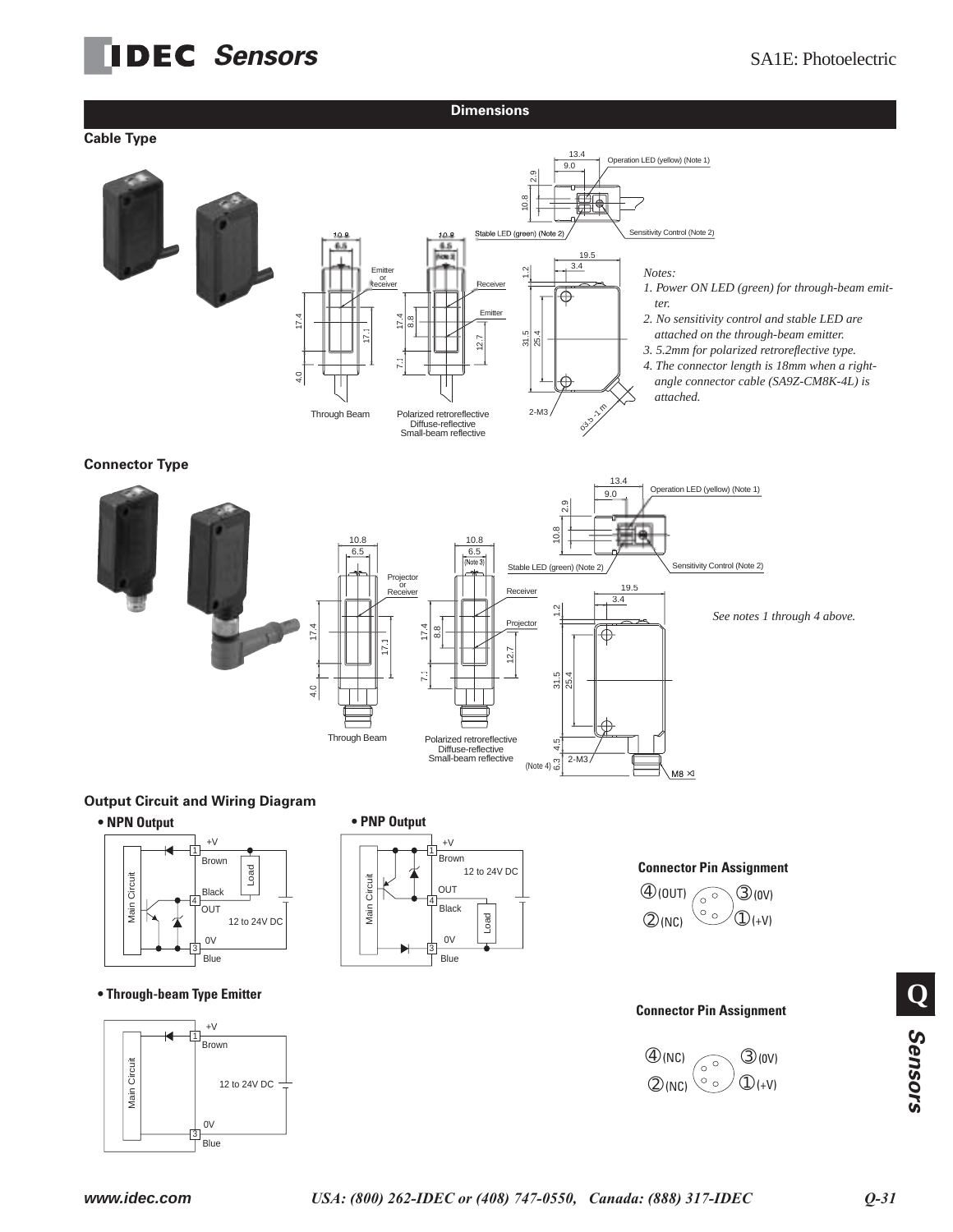## Dimensions

### Cable Type

*Notes:*
1. *Power ON LED (green) for through-beam emitter.*
2. *No sensitivity control and stable LED are attached on the through-beam emitter.*
3. *5.2mm for polarized retroreflective type.*
4. *The connector length is 18mm when a right-angle connector cable (SA9Z-CM8K-4L) is attached.*

### Connector Type

*See notes 1 through 4 above.*

### Output Circuit and Wiring Diagram

**• NPN Output**

**• PNP Output**

**Connector Pin Assignment**

④(OUT) ③(0V) ②(NC) ①(+V)

**• Through-beam Type Emitter**

**Connector Pin Assignment**

④(NC) ③(0V) ②(NC) ①(+V)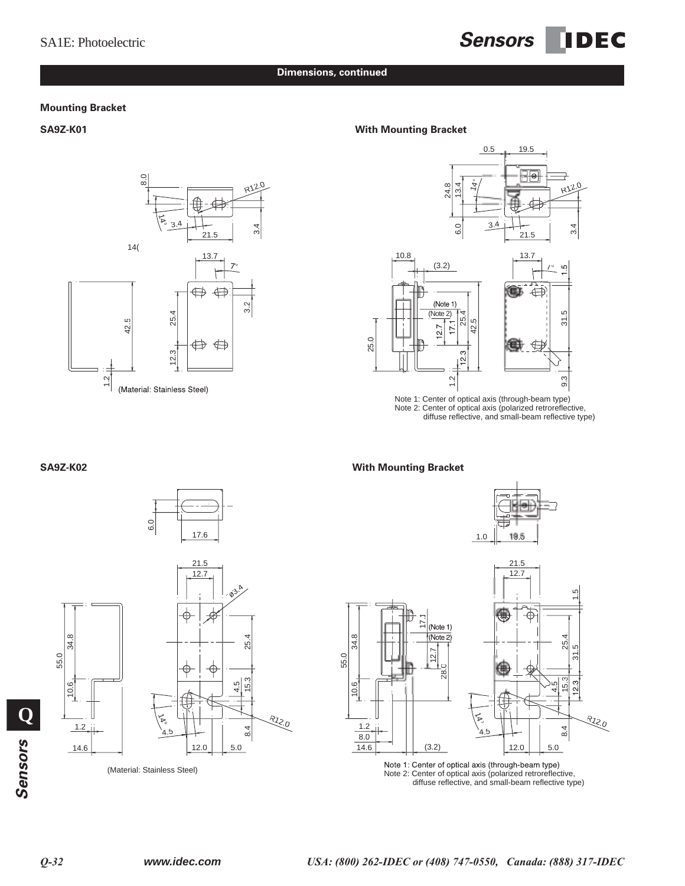## Dimensions, continued

### Mounting Bracket

**SA9Z-K01**

(Material: Stainless Steel)

**With Mounting Bracket**

Note 1: Center of optical axis (through-beam type)
Note 2: Center of optical axis (polarized retroreflective, diffuse reflective, and small-beam reflective type)

**SA9Z-K02**

(Material: Stainless Steel)

**With Mounting Bracket**

Note 1: Center of optical axis (through-beam type)
Note 2: Center of optical axis (polarized retroreflective, diffuse reflective, and small-beam reflective type)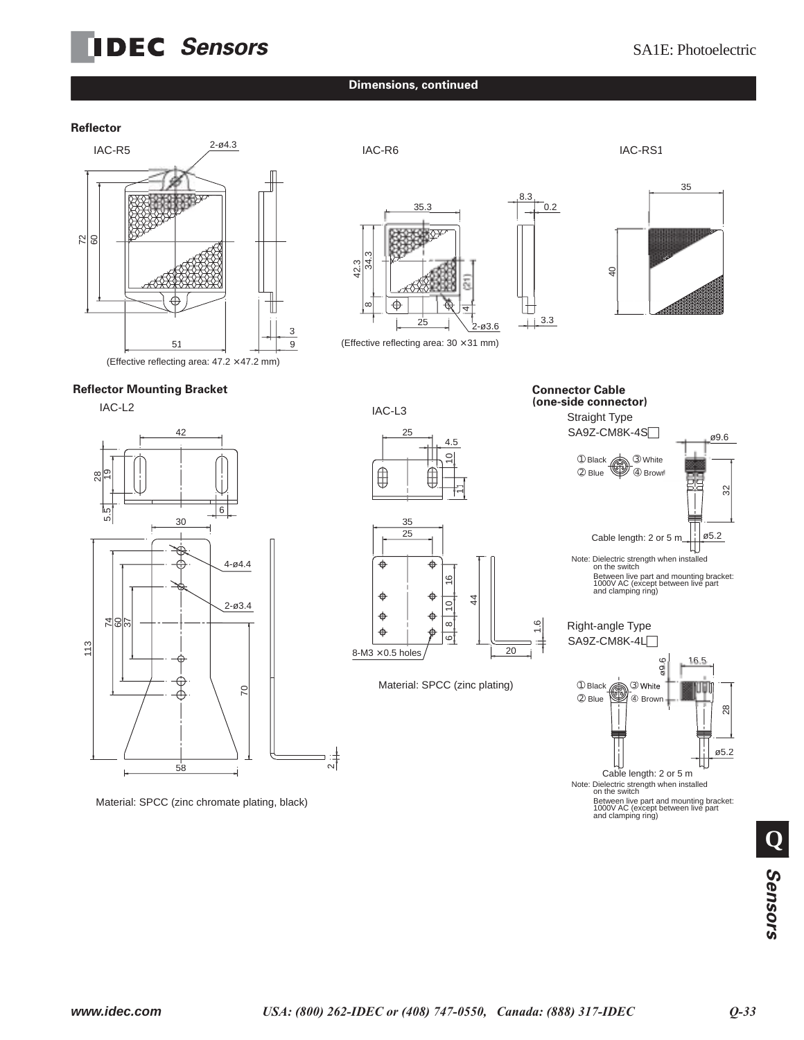## Dimensions, continued

### Reflector

IAC-R5

(Effective reflecting area: 47.2 × 47.2 mm)

IAC-R6

(Effective reflecting area: 30 × 31 mm)

IAC-RS1

### Reflector Mounting Bracket

IAC-L2

Material: SPCC (zinc chromate plating, black)

IAC-L3

8-M3 × 0.5 holes

Material: SPCC (zinc plating)

### Connector Cable (one-side connector)

Straight Type
SA9Z-CM8K-4S☐

① Black ③ White
② Blue ④ Brown

Cable length: 2 or 5 m

Note: Dielectric strength when installed on the switch
Between live part and mounting bracket: 1000V AC (except between live part and clamping ring)

Right-angle Type
SA9Z-CM8K-4L☐

① Black ③ White
② Blue ④ Brown

Cable length: 2 or 5 m

Note: Dielectric strength when installed on the switch
Between live part and mounting bracket: 1000V AC (except between live part and clamping ring)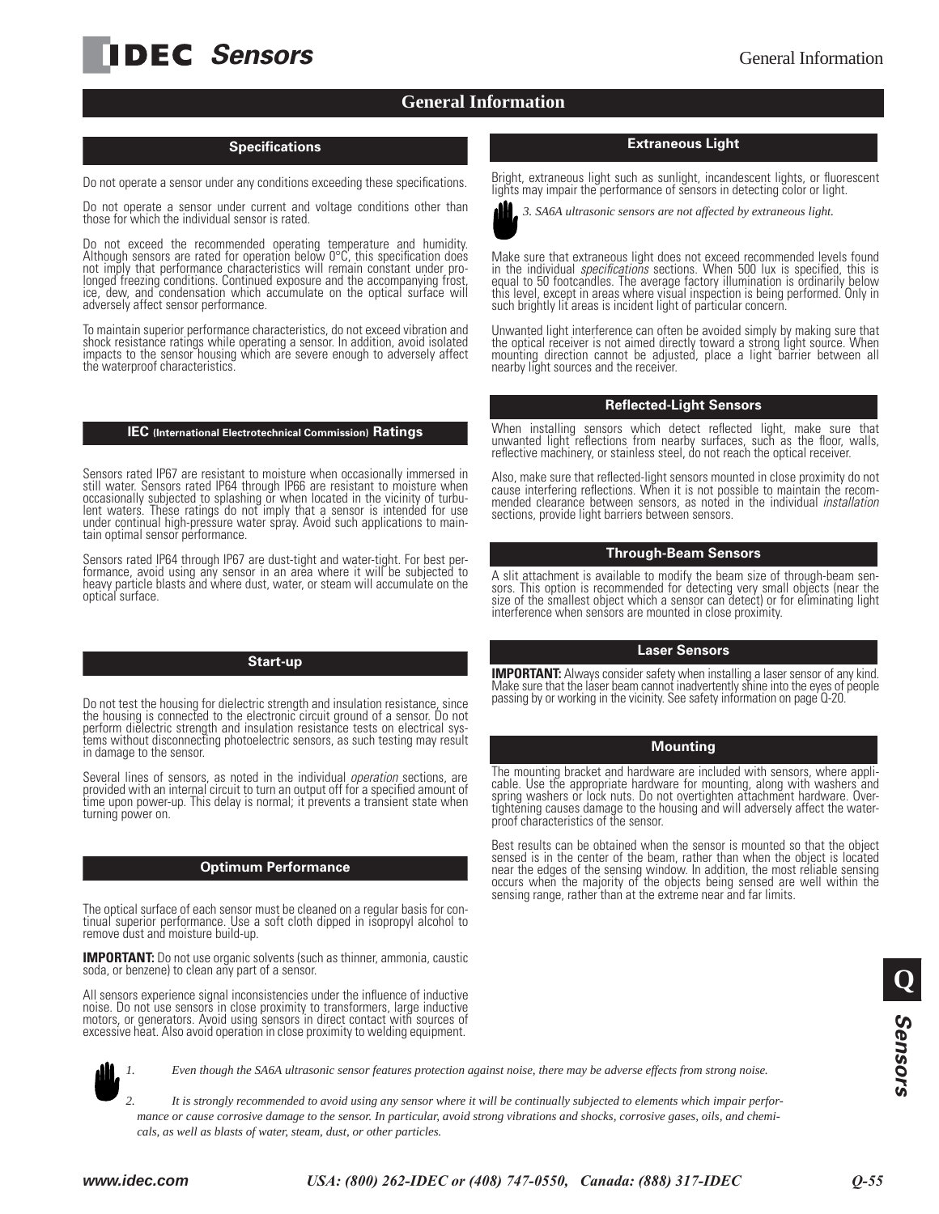# General Information

## Specifications

Do not operate a sensor under any conditions exceeding these specifications.

Do not operate a sensor under current and voltage conditions other than those for which the individual sensor is rated.

Do not exceed the recommended operating temperature and humidity. Although sensors are rated for operation below 0°C, this specification does not imply that performance characteristics will remain constant under prolonged freezing conditions. Continued exposure and the accompanying frost, ice, dew, and condensation which accumulate on the optical surface will adversely affect sensor performance.

To maintain superior performance characteristics, do not exceed vibration and shock resistance ratings while operating a sensor. In addition, avoid isolated impacts to the sensor housing which are severe enough to adversely affect the waterproof characteristics.

## IEC (International Electrotechnical Commission) Ratings

Sensors rated IP67 are resistant to moisture when occasionally immersed in still water. Sensors rated IP64 through IP66 are resistant to moisture when occasionally subjected to splashing or when located in the vicinity of turbulent waters. These ratings do not imply that a sensor is intended for use under continual high-pressure water spray. Avoid such applications to maintain optimal sensor performance.

Sensors rated IP64 through IP67 are dust-tight and water-tight. For best performance, avoid using any sensor in an area where it will be subjected to heavy particle blasts and where dust, water, or steam will accumulate on the optical surface.

## Start-up

Do not test the housing for dielectric strength and insulation resistance, since the housing is connected to the electronic circuit ground of a sensor. Do not perform dielectric strength and insulation resistance tests on electrical systems without disconnecting photoelectric sensors, as such testing may result in damage to the sensor.

Several lines of sensors, as noted in the individual *operation* sections, are provided with an internal circuit to turn an output off for a specified amount of time upon power-up. This delay is normal; it prevents a transient state when turning power on.

## Optimum Performance

The optical surface of each sensor must be cleaned on a regular basis for continual superior performance. Use a soft cloth dipped in isopropyl alcohol to remove dust and moisture build-up.

**IMPORTANT:** Do not use organic solvents (such as thinner, ammonia, caustic soda, or benzene) to clean any part of a sensor.

All sensors experience signal inconsistencies under the influence of inductive noise. Do not use sensors in close proximity to transformers, large inductive motors, or generators. Avoid using sensors in direct contact with sources of excessive heat. Also avoid operation in close proximity to welding equipment.

## Extraneous Light

Bright, extraneous light such as sunlight, incandescent lights, or fluorescent lights may impair the performance of sensors in detecting color or light.

*3. SA6A ultrasonic sensors are not affected by extraneous light.*

Make sure that extraneous light does not exceed recommended levels found in the individual *specifications* sections. When 500 lux is specified, this is equal to 50 footcandles. The average factory illumination is ordinarily below this level, except in areas where visual inspection is being performed. Only in such brightly lit areas is incident light of particular concern.

Unwanted light interference can often be avoided simply by making sure that the optical receiver is not aimed directly toward a strong light source. When mounting direction cannot be adjusted, place a light barrier between all nearby light sources and the receiver.

## Reflected-Light Sensors

When installing sensors which detect reflected light, make sure that unwanted light reflections from nearby surfaces, such as the floor, walls, reflective machinery, or stainless steel, do not reach the optical receiver.

Also, make sure that reflected-light sensors mounted in close proximity do not cause interfering reflections. When it is not possible to maintain the recommended clearance between sensors, as noted in the individual *installation* sections, provide light barriers between sensors.

## Through-Beam Sensors

A slit attachment is available to modify the beam size of through-beam sensors. This option is recommended for detecting very small objects (near the size of the smallest object which a sensor can detect) or for eliminating light interference when sensors are mounted in close proximity.

## Laser Sensors

**IMPORTANT:** Always consider safety when installing a laser sensor of any kind. Make sure that the laser beam cannot inadvertently shine into the eyes of people passing by or working in the vicinity. See safety information on page Q-20.

## Mounting

The mounting bracket and hardware are included with sensors, where applicable. Use the appropriate hardware for mounting, along with washers and spring washers or lock nuts. Do not overtighten attachment hardware. Overtightening causes damage to the housing and will adversely affect the waterproof characteristics of the sensor.

Best results can be obtained when the sensor is mounted so that the object sensed is in the center of the beam, rather than when the object is located near the edges of the sensing window. In addition, the most reliable sensing occurs when the majority of the objects being sensed are well within the sensing range, rather than at the extreme near and far limits.

*1. Even though the SA6A ultrasonic sensor features protection against noise, there may be adverse effects from strong noise.*

*2. It is strongly recommended to avoid using any sensor where it will be continually subjected to elements which impair performance or cause corrosive damage to the sensor. In particular, avoid strong vibrations and shocks, corrosive gases, oils, and chemicals, as well as blasts of water, steam, dust, or other particles.*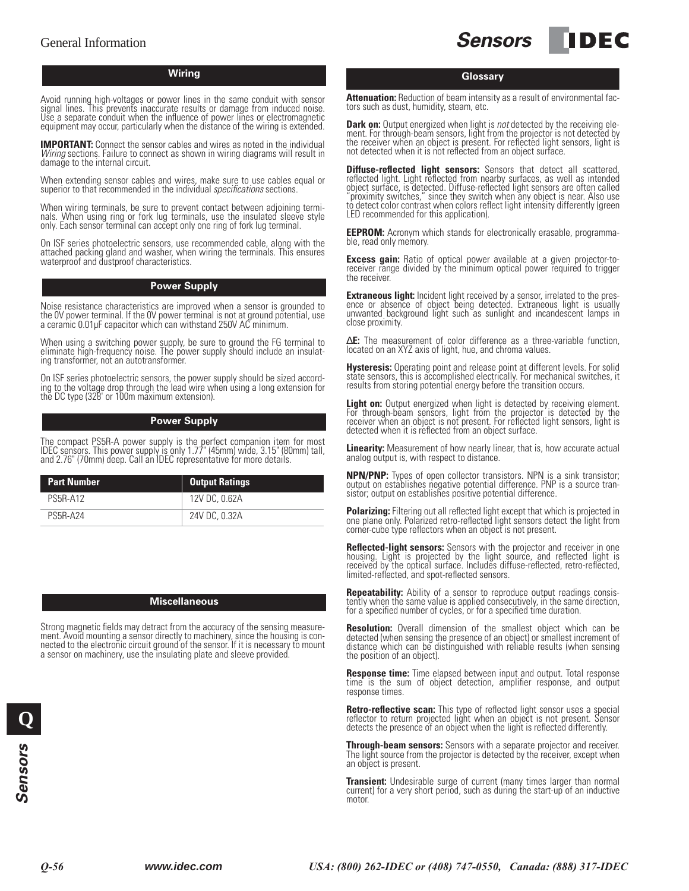## Wiring

Avoid running high-voltages or power lines in the same conduit with sensor signal lines. This prevents inaccurate results or damage from induced noise. Use a separate conduit when the influence of power lines or electromagnetic equipment may occur, particularly when the distance of the wiring is extended.

**IMPORTANT:** Connect the sensor cables and wires as noted in the individual *Wiring* sections. Failure to connect as shown in wiring diagrams will result in damage to the internal circuit.

When extending sensor cables and wires, make sure to use cables equal or superior to that recommended in the individual *specifications* sections.

When wiring terminals, be sure to prevent contact between adjoining terminals. When using ring or fork lug terminals, use the insulated sleeve style only. Each sensor terminal can accept only one ring of fork lug terminal.

On ISF series photoelectric sensors, use recommended cable, along with the attached packing gland and washer, when wiring the terminals. This ensures waterproof and dustproof characteristics.

## Power Supply

Noise resistance characteristics are improved when a sensor is grounded to the 0V power terminal. If the 0V power terminal is not at ground potential, use a ceramic 0.01µF capacitor which can withstand 250V AC minimum.

When using a switching power supply, be sure to ground the FG terminal to eliminate high-frequency noise. The power supply should include an insulating transformer, not an autotransformer.

On ISF series photoelectric sensors, the power supply should be sized according to the voltage drop through the lead wire when using a long extension for the DC type (328' or 100m maximum extension).

## Power Supply

The compact PS5R-A power supply is the perfect companion item for most IDEC sensors. This power supply is only 1.77" (45mm) wide, 3.15" (80mm) tall, and 2.76" (70mm) deep. Call an IDEC representative for more details.

| Part Number | Output Ratings |
|---|---|
| PS5R-A12 | 12V DC, 0.62A |
| PS5R-A24 | 24V DC, 0.32A |

## Miscellaneous

Strong magnetic fields may detract from the accuracy of the sensing measurement. Avoid mounting a sensor directly to machinery, since the housing is connected to the electronic circuit ground of the sensor. If it is necessary to mount a sensor on machinery, use the insulating plate and sleeve provided.

## Glossary

**Attenuation:** Reduction of beam intensity as a result of environmental factors such as dust, humidity, steam, etc.

**Dark on:** Output energized when light is *not* detected by the receiving element. For through-beam sensors, light from the projector is not detected by the receiver when an object is present. For reflected light sensors, light is not detected when it is not reflected from an object surface.

**Diffuse-reflected light sensors:** Sensors that detect all scattered, reflected light. Light reflected from nearby surfaces, as well as intended object surface, is detected. Diffuse-reflected light sensors are often called "proximity switches," since they switch when any object is near. Also use to detect color contrast when colors reflect light intensity differently (green LED recommended for this application).

**EEPROM:** Acronym which stands for electronically erasable, programmable, read only memory.

**Excess gain:** Ratio of optical power available at a given projector-to-receiver range divided by the minimum optical power required to trigger the receiver.

**Extraneous light:** Incident light received by a sensor, irrelated to the presence or absence of object being detected. Extraneous light is usually unwanted background light such as sunlight and incandescent lamps in close proximity.

**ΔE:** The measurement of color difference as a three-variable function, located on an XYZ axis of light, hue, and chroma values.

**Hysteresis:** Operating point and release point at different levels. For solid state sensors, this is accomplished electrically. For mechanical switches, it results from storing potential energy before the transition occurs.

**Light on:** Output energized when light is detected by receiving element. For through-beam sensors, light from the projector is detected by the receiver when an object is not present. For reflected light sensors, light is detected when it is reflected from an object surface.

**Linearity:** Measurement of how nearly linear, that is, how accurate actual analog output is, with respect to distance.

**NPN/PNP:** Types of open collector transistors. NPN is a sink transistor; output on establishes negative potential difference. PNP is a source transistor; output on establishes positive potential difference.

**Polarizing:** Filtering out all reflected light except that which is projected in one plane only. Polarized retro-reflected light sensors detect the light from corner-cube type reflectors when an object is not present.

**Reflected-light sensors:** Sensors with the projector and receiver in one housing. Light is projected by the light source, and reflected light is received by the optical surface. Includes diffuse-reflected, retro-reflected, limited-reflected, and spot-reflected sensors.

**Repeatability:** Ability of a sensor to reproduce output readings consistently when the same value is applied consecutively, in the same direction, for a specified number of cycles, or for a specified time duration.

**Resolution:** Overall dimension of the smallest object which can be detected (when sensing the presence of an object) or smallest increment of distance which can be distinguished with reliable results (when sensing the position of an object).

**Response time:** Time elapsed between input and output. Total response time is the sum of object detection, amplifier response, and output response times.

**Retro-reflective scan:** This type of reflected light sensor uses a special reflector to return projected light when an object is not present. Sensor detects the presence of an object when the light is reflected differently.

**Through-beam sensors:** Sensors with a separate projector and receiver. The light source from the projector is detected by the receiver, except when an object is present.

**Transient:** Undesirable surge of current (many times larger than normal current) for a very short period, such as during the start-up of an inductive motor.